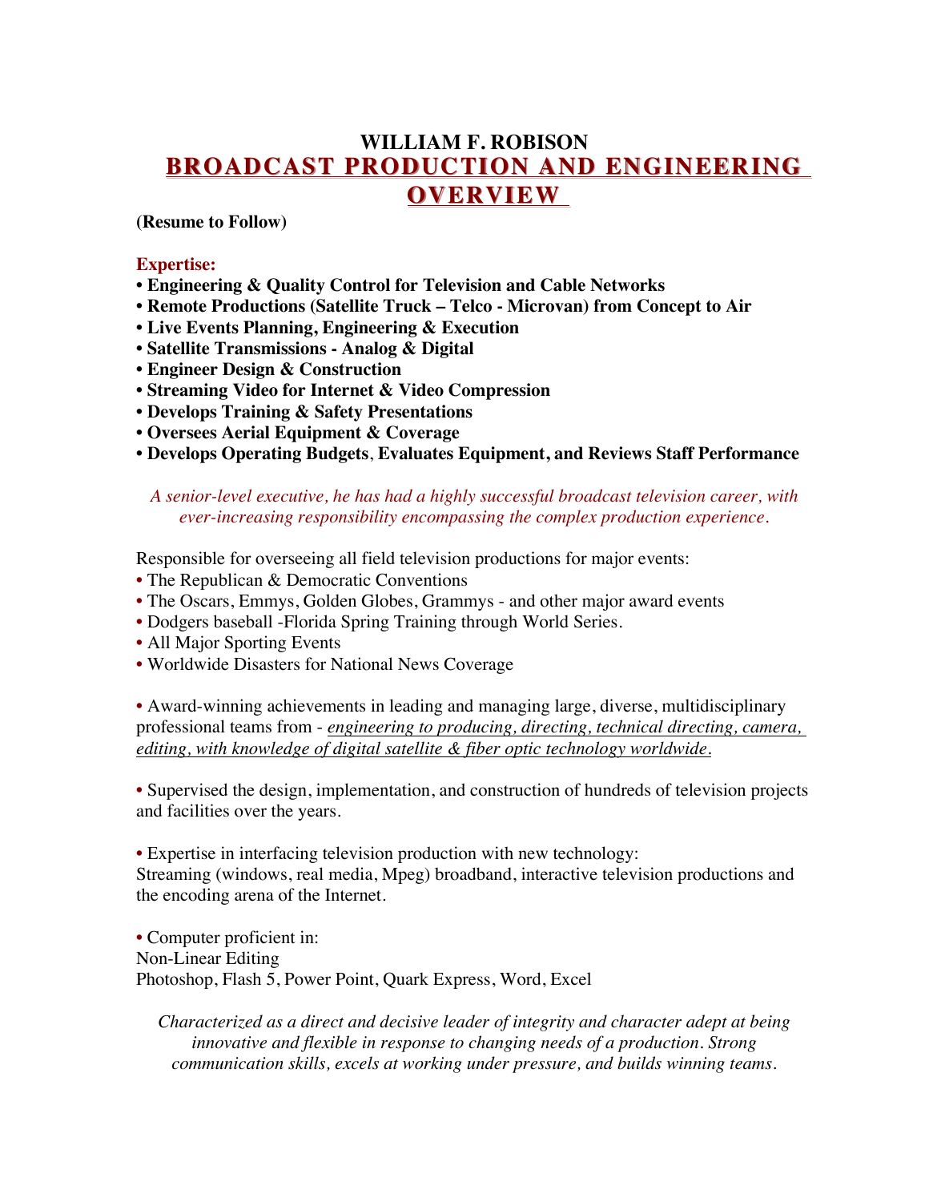# WILLIAM F. ROBISON

## BROADCAST PRODUCTION AND ENGINEERING OVERVIEW

**(Resume to Follow)**

**Expertise:**

- **Engineering & Quality Control for Television and Cable Networks**
- **Remote Productions (Satellite Truck – Telco - Microvan) from Concept to Air**
- **Live Events Planning, Engineering & Execution**
- **Satellite Transmissions - Analog & Digital**
- **Engineer Design & Construction**
- **Streaming Video for Internet & Video Compression**
- **Develops Training & Safety Presentations**
- **Oversees Aerial Equipment & Coverage**
- **Develops Operating Budgets, Evaluates Equipment, and Reviews Staff Performance**

*A senior-level executive, he has had a highly successful broadcast television career, with ever-increasing responsibility encompassing the complex production experience.*

Responsible for overseeing all field television productions for major events:

- The Republican & Democratic Conventions
- The Oscars, Emmys, Golden Globes, Grammys - and other major award events
- Dodgers baseball -Florida Spring Training through World Series.
- All Major Sporting Events
- Worldwide Disasters for National News Coverage

- Award-winning achievements in leading and managing large, diverse, multidisciplinary professional teams from - *engineering to producing, directing, technical directing, camera, editing, with knowledge of digital satellite & fiber optic technology worldwide.*

- Supervised the design, implementation, and construction of hundreds of television projects and facilities over the years.

- Expertise in interfacing television production with new technology: Streaming (windows, real media, Mpeg) broadband, interactive television productions and the encoding arena of the Internet.

- Computer proficient in:
  Non-Linear Editing
  Photoshop, Flash 5, Power Point, Quark Express, Word, Excel

*Characterized as a direct and decisive leader of integrity and character adept at being innovative and flexible in response to changing needs of a production. Strong communication skills, excels at working under pressure, and builds winning teams.*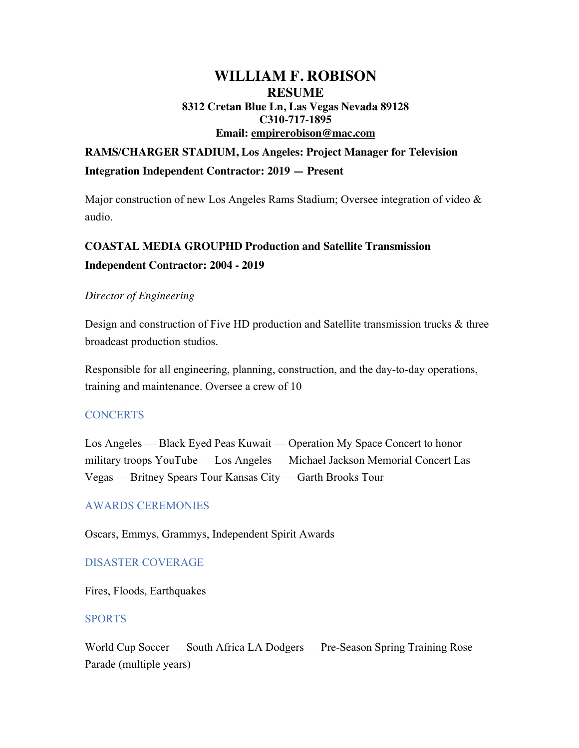# WILLIAM F. ROBISON

## RESUME

**8312 Cretan Blue Ln, Las Vegas Nevada 89128**
**C310-717-1895**
**Email: empirerobison@mac.com**

**RAMS/CHARGER STADIUM, Los Angeles: Project Manager for Television Integration Independent Contractor: 2019 — Present**

Major construction of new Los Angeles Rams Stadium; Oversee integration of video & audio.

**COASTAL MEDIA GROUPHD Production and Satellite Transmission Independent Contractor: 2004 - 2019**

*Director of Engineering*

Design and construction of Five HD production and Satellite transmission trucks & three broadcast production studios.

Responsible for all engineering, planning, construction, and the day-to-day operations, training and maintenance. Oversee a crew of 10

### CONCERTS

Los Angeles — Black Eyed Peas Kuwait — Operation My Space Concert to honor military troops YouTube — Los Angeles — Michael Jackson Memorial Concert Las Vegas — Britney Spears Tour Kansas City — Garth Brooks Tour

### AWARDS CEREMONIES

Oscars, Emmys, Grammys, Independent Spirit Awards

### DISASTER COVERAGE

Fires, Floods, Earthquakes

### SPORTS

World Cup Soccer — South Africa LA Dodgers — Pre-Season Spring Training Rose Parade (multiple years)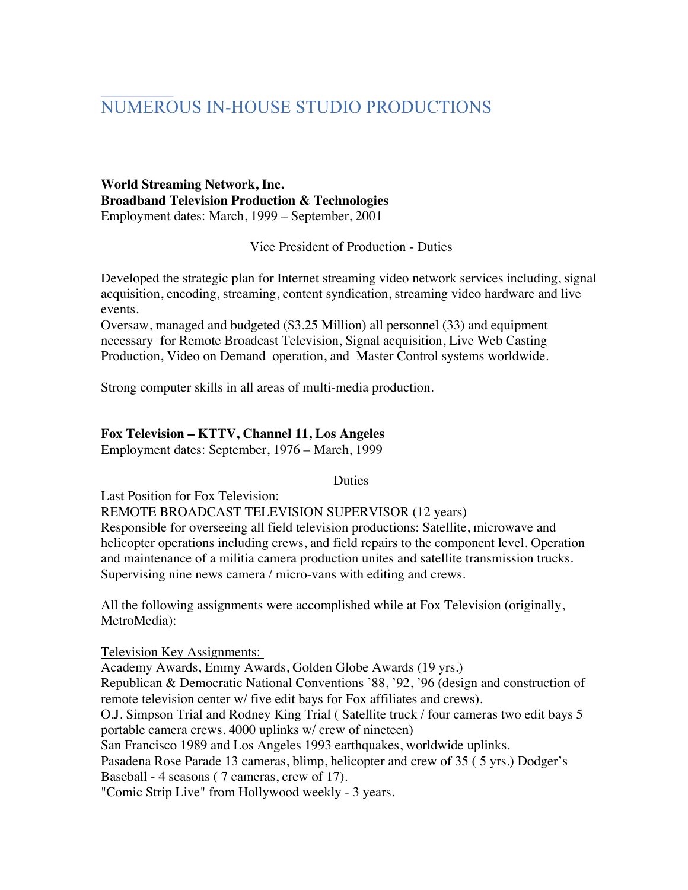## NUMEROUS IN-HOUSE STUDIO PRODUCTIONS

**World Streaming Network, Inc.**
**Broadband Television Production & Technologies**
Employment dates: March, 1999 – September, 2001

Vice President of Production - Duties

Developed the strategic plan for Internet streaming video network services including, signal acquisition, encoding, streaming, content syndication, streaming video hardware and live events.
Oversaw, managed and budgeted ($3.25 Million) all personnel (33) and equipment necessary for Remote Broadcast Television, Signal acquisition, Live Web Casting Production, Video on Demand operation, and Master Control systems worldwide.

Strong computer skills in all areas of multi-media production.

**Fox Television – KTTV, Channel 11, Los Angeles**
Employment dates: September, 1976 – March, 1999

Duties

Last Position for Fox Television:
REMOTE BROADCAST TELEVISION SUPERVISOR (12 years)
Responsible for overseeing all field television productions: Satellite, microwave and helicopter operations including crews, and field repairs to the component level. Operation and maintenance of a militia camera production unites and satellite transmission trucks. Supervising nine news camera / micro-vans with editing and crews.

All the following assignments were accomplished while at Fox Television (originally, MetroMedia):

Television Key Assignments:
Academy Awards, Emmy Awards, Golden Globe Awards (19 yrs.)
Republican & Democratic National Conventions '88, '92, '96 (design and construction of remote television center w/ five edit bays for Fox affiliates and crews).
O.J. Simpson Trial and Rodney King Trial ( Satellite truck / four cameras two edit bays 5 portable camera crews. 4000 uplinks w/ crew of nineteen)
San Francisco 1989 and Los Angeles 1993 earthquakes, worldwide uplinks.
Pasadena Rose Parade 13 cameras, blimp, helicopter and crew of 35 ( 5 yrs.) Dodger's Baseball - 4 seasons ( 7 cameras, crew of 17).
"Comic Strip Live" from Hollywood weekly - 3 years.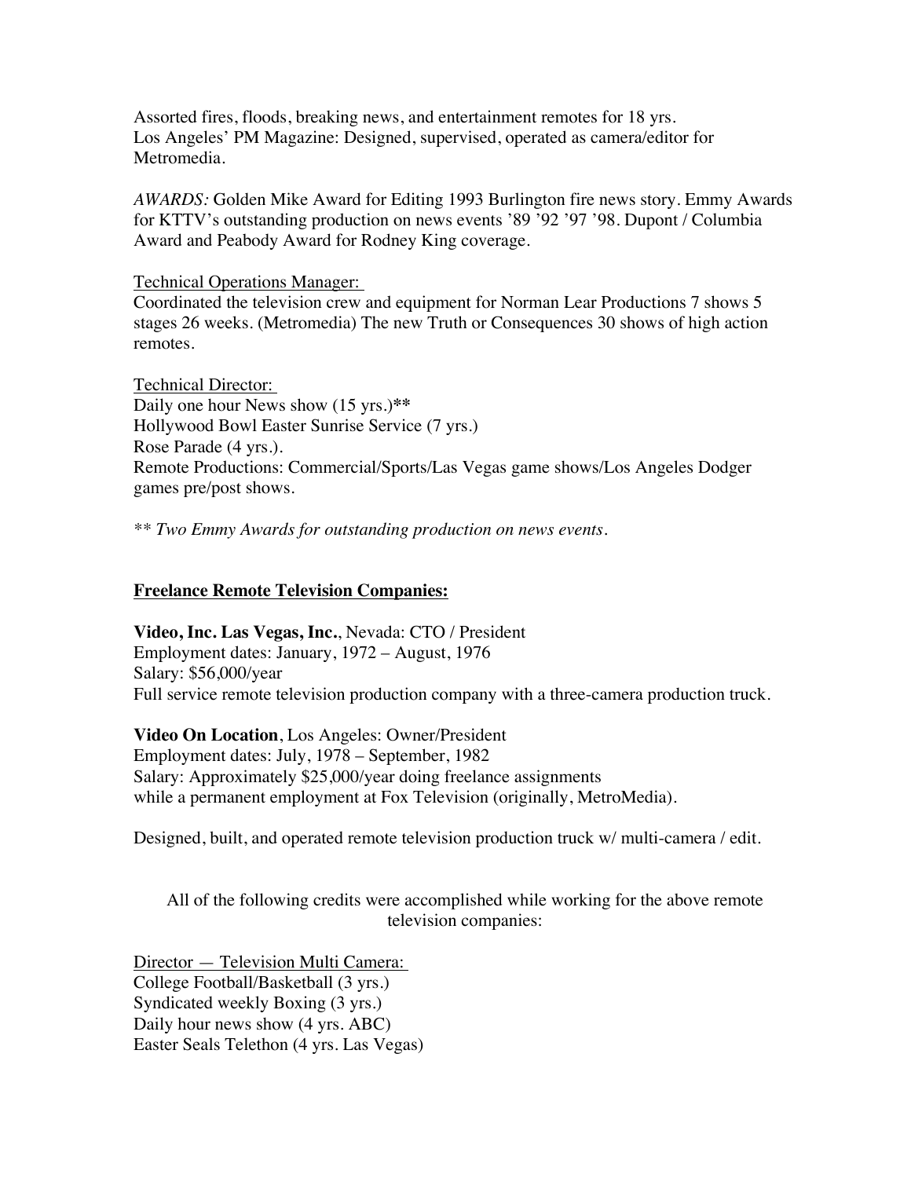Assorted fires, floods, breaking news, and entertainment remotes for 18 yrs.
Los Angeles' PM Magazine: Designed, supervised, operated as camera/editor for Metromedia.

*AWARDS:* Golden Mike Award for Editing 1993 Burlington fire news story. Emmy Awards for KTTV's outstanding production on news events '89 '92 '97 '98. Dupont / Columbia Award and Peabody Award for Rodney King coverage.

Technical Operations Manager:
Coordinated the television crew and equipment for Norman Lear Productions 7 shows 5 stages 26 weeks. (Metromedia) The new Truth or Consequences 30 shows of high action remotes.

Technical Director:
Daily one hour News show (15 yrs.)**
Hollywood Bowl Easter Sunrise Service (7 yrs.)
Rose Parade (4 yrs.).
Remote Productions: Commercial/Sports/Las Vegas game shows/Los Angeles Dodger games pre/post shows.

*** Two Emmy Awards for outstanding production on news events.*

**Freelance Remote Television Companies:**

**Video, Inc. Las Vegas, Inc.**, Nevada: CTO / President
Employment dates: January, 1972 – August, 1976
Salary: $56,000/year
Full service remote television production company with a three-camera production truck.

**Video On Location**, Los Angeles: Owner/President
Employment dates: July, 1978 – September, 1982
Salary: Approximately $25,000/year doing freelance assignments
while a permanent employment at Fox Television (originally, MetroMedia).

Designed, built, and operated remote television production truck w/ multi-camera / edit.

All of the following credits were accomplished while working for the above remote television companies:

Director — Television Multi Camera:
College Football/Basketball (3 yrs.)
Syndicated weekly Boxing (3 yrs.)
Daily hour news show (4 yrs. ABC)
Easter Seals Telethon (4 yrs. Las Vegas)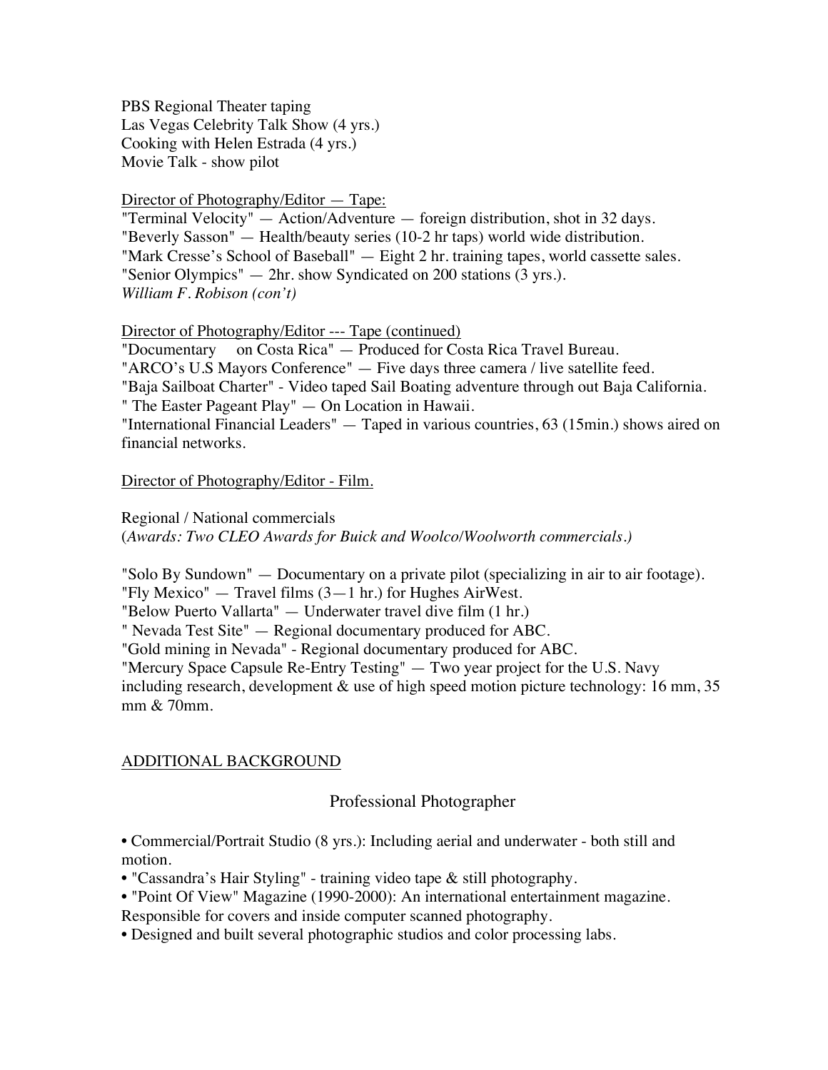PBS Regional Theater taping
Las Vegas Celebrity Talk Show (4 yrs.)
Cooking with Helen Estrada (4 yrs.)
Movie Talk - show pilot

<u>Director of Photography/Editor — Tape:</u>
"Terminal Velocity" — Action/Adventure — foreign distribution, shot in 32 days.
"Beverly Sasson" — Health/beauty series (10-2 hr taps) world wide distribution.
"Mark Cresse's School of Baseball" — Eight 2 hr. training tapes, world cassette sales.
"Senior Olympics" — 2hr. show Syndicated on 200 stations (3 yrs.).
*William F. Robison (con't)*

<u>Director of Photography/Editor --- Tape (continued)</u>
"Documentary on Costa Rica" — Produced for Costa Rica Travel Bureau.
"ARCO's U.S Mayors Conference" — Five days three camera / live satellite feed.
"Baja Sailboat Charter" - Video taped Sail Boating adventure through out Baja California.
" The Easter Pageant Play" — On Location in Hawaii.
"International Financial Leaders" — Taped in various countries, 63 (15min.) shows aired on financial networks.

<u>Director of Photography/Editor - Film.</u>

Regional / National commercials
(*Awards: Two CLEO Awards for Buick and Woolco/Woolworth commercials.)*

"Solo By Sundown" — Documentary on a private pilot (specializing in air to air footage).
"Fly Mexico" — Travel films (3—1 hr.) for Hughes AirWest.
"Below Puerto Vallarta" — Underwater travel dive film (1 hr.)
" Nevada Test Site" — Regional documentary produced for ABC.
"Gold mining in Nevada" - Regional documentary produced for ABC.
"Mercury Space Capsule Re-Entry Testing" — Two year project for the U.S. Navy including research, development & use of high speed motion picture technology: 16 mm, 35 mm & 70mm.

## <u>ADDITIONAL BACKGROUND</u>

### Professional Photographer

- Commercial/Portrait Studio (8 yrs.): Including aerial and underwater - both still and motion.
- "Cassandra's Hair Styling" - training video tape & still photography.
- "Point Of View" Magazine (1990-2000): An international entertainment magazine. Responsible for covers and inside computer scanned photography.
- Designed and built several photographic studios and color processing labs.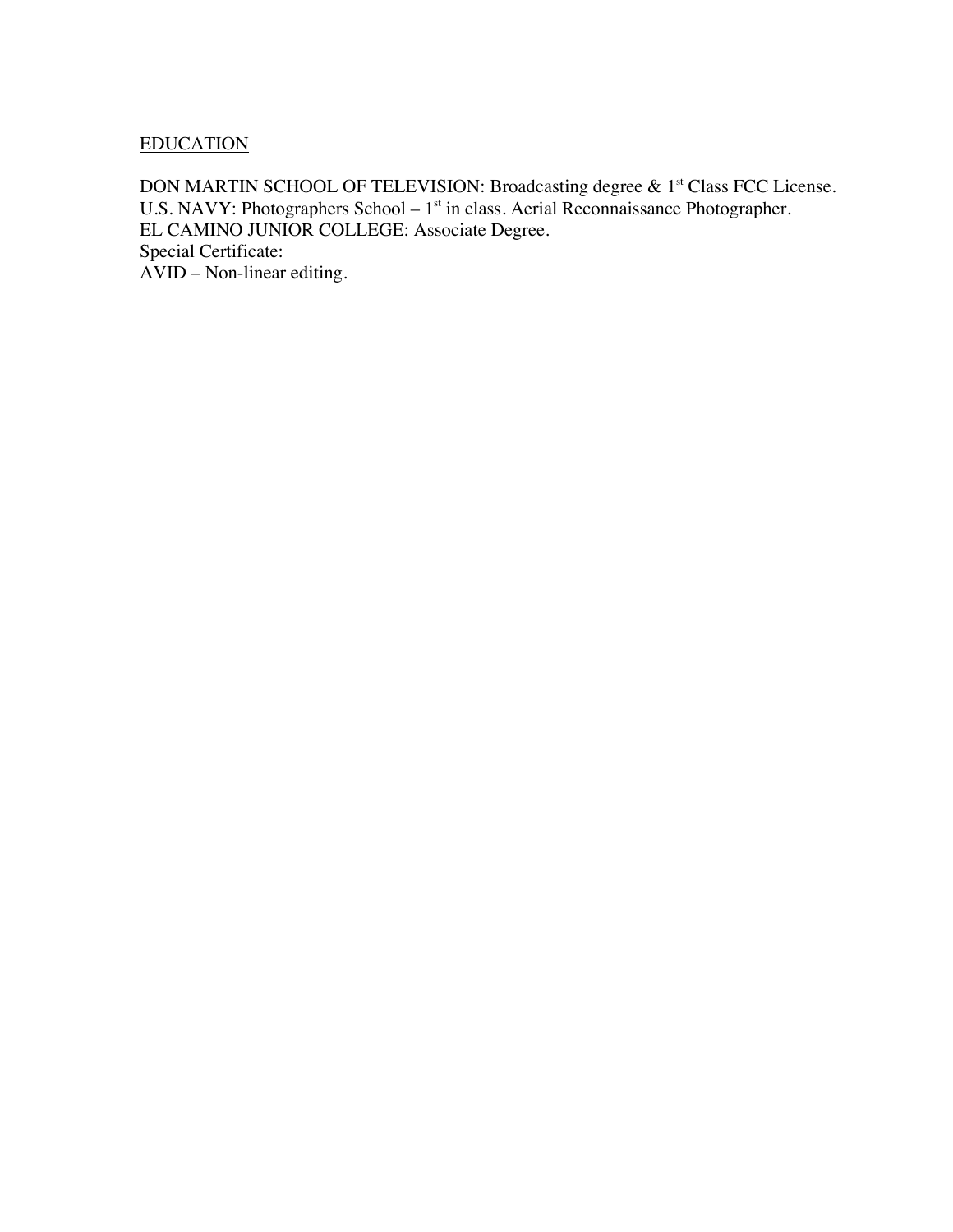## EDUCATION

DON MARTIN SCHOOL OF TELEVISION: Broadcasting degree & 1st Class FCC License.
U.S. NAVY: Photographers School – 1st in class. Aerial Reconnaissance Photographer.
EL CAMINO JUNIOR COLLEGE: Associate Degree.
Special Certificate:
AVID – Non-linear editing.